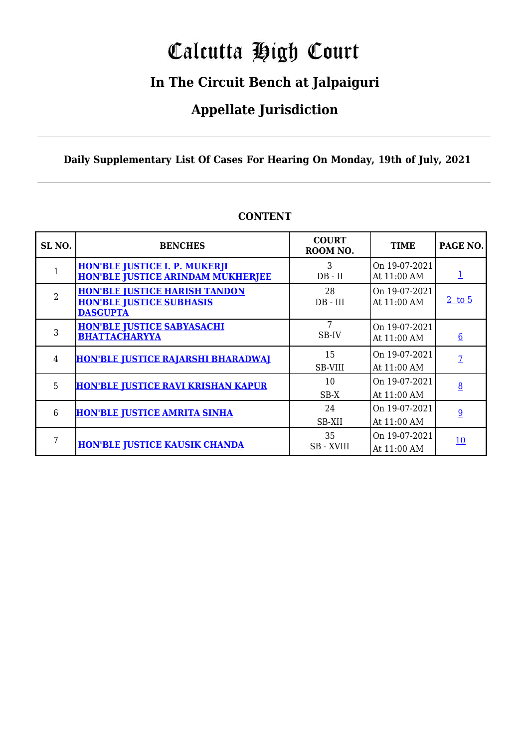# Calcutta High Court

## In The Circuit Bench at Jalpaiguri

## Appellate Jurisdiction

**Daily Supplementary List Of Cases For Hearing On Monday, 19th of July, 2021**

### CONTENT

| SL NO. | BENCHES | COURT ROOM NO. | TIME | PAGE NO. |
|---|---|---|---|---|
| 1 | HON'BLE JUSTICE I. P. MUKERJI<br>HON'BLE JUSTICE ARINDAM MUKHERJEE | 3<br>DB - II | On 19-07-2021<br>At 11:00 AM | 1 |
| 2 | HON'BLE JUSTICE HARISH TANDON<br>HON'BLE JUSTICE SUBHASIS DASGUPTA | 28<br>DB - III | On 19-07-2021<br>At 11:00 AM | 2 to 5 |
| 3 | HON'BLE JUSTICE SABYASACHI BHATTACHARYYA | 7<br>SB-IV | On 19-07-2021<br>At 11:00 AM | 6 |
| 4 | HON'BLE JUSTICE RAJARSHI BHARADWAJ | 15<br>SB-VIII | On 19-07-2021<br>At 11:00 AM | 7 |
| 5 | HON'BLE JUSTICE RAVI KRISHAN KAPUR | 10<br>SB-X | On 19-07-2021<br>At 11:00 AM | 8 |
| 6 | HON'BLE JUSTICE AMRITA SINHA | 24<br>SB-XII | On 19-07-2021<br>At 11:00 AM | 9 |
| 7 | HON'BLE JUSTICE KAUSIK CHANDA | 35<br>SB - XVIII | On 19-07-2021<br>At 11:00 AM | 10 |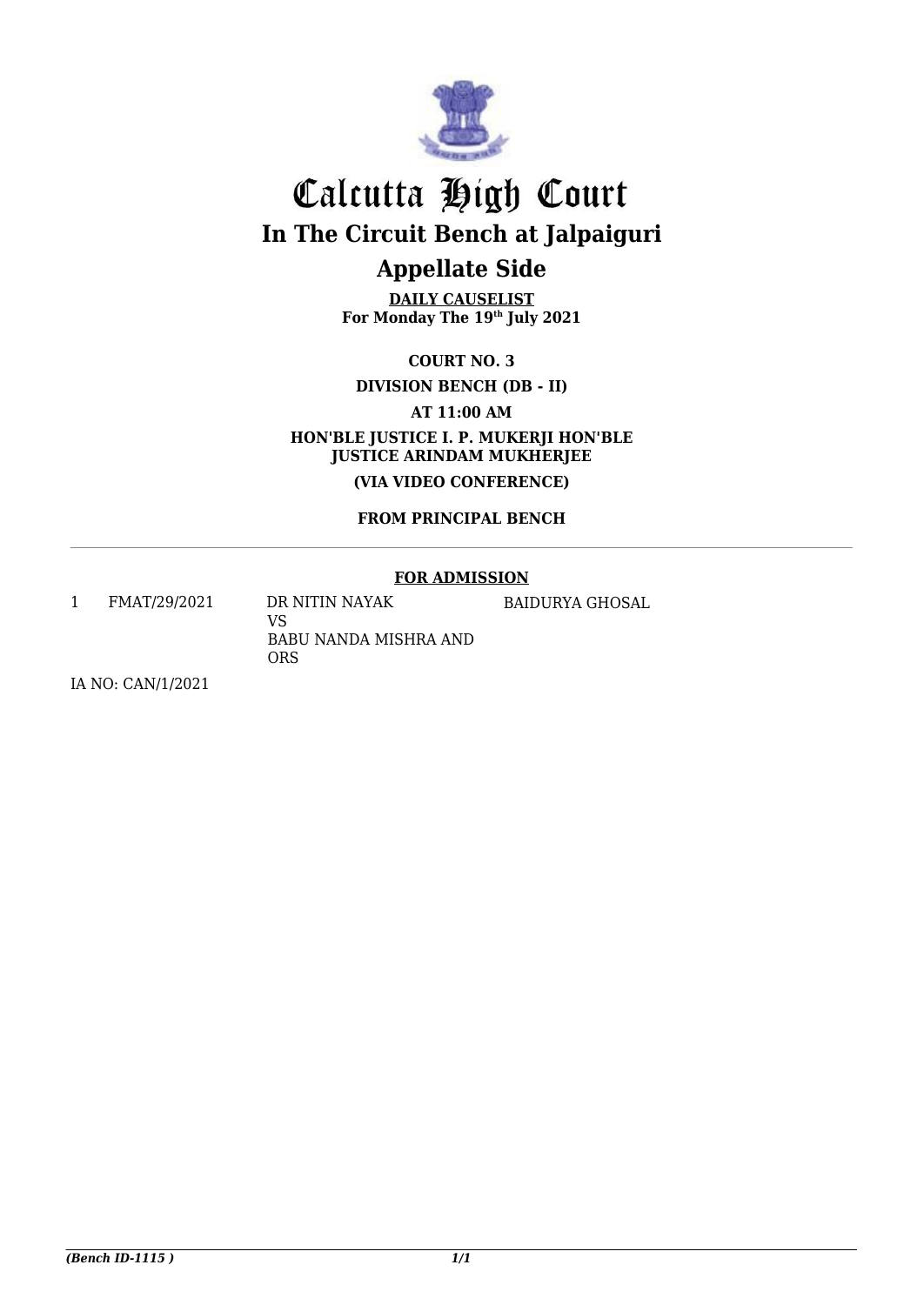# Calcutta High Court

## In The Circuit Bench at Jalpaiguri

## Appellate Side

**DAILY CAUSELIST**
**For Monday The 19th July 2021**

**COURT NO. 3**

**DIVISION BENCH (DB - II)**

**AT 11:00 AM**

**HON'BLE JUSTICE I. P. MUKERJI HON'BLE JUSTICE ARINDAM MUKHERJEE**

**(VIA VIDEO CONFERENCE)**

**FROM PRINCIPAL BENCH**

---

**FOR ADMISSION**

| | | | |
|---|---|---|---|
| 1 | FMAT/29/2021 | DR NITIN NAYAK<br>VS<br>BABU NANDA MISHRA AND ORS | BAIDURYA GHOSAL |

IA NO: CAN/1/2021

*(Bench ID-1115 )*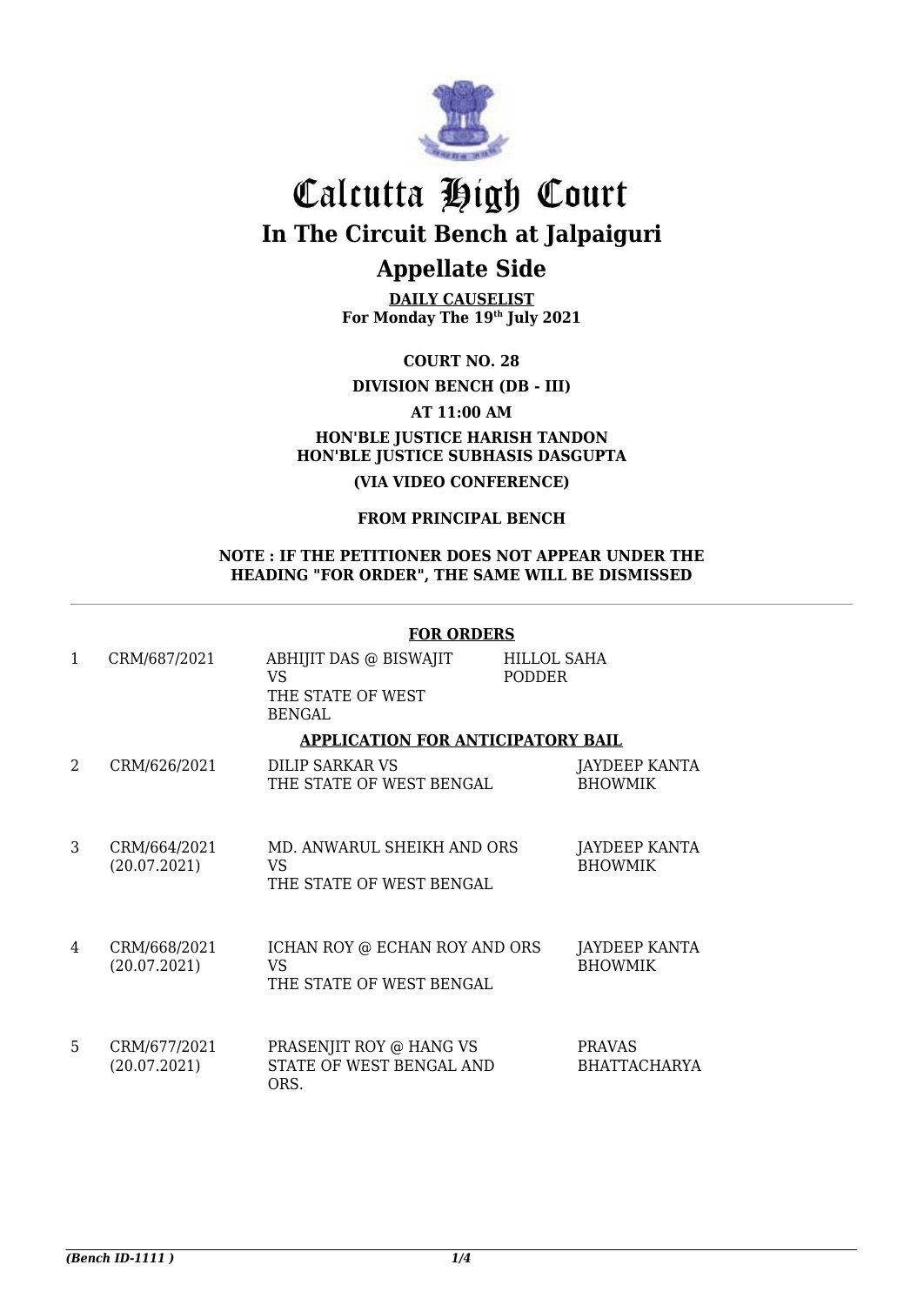# Calcutta High Court

## In The Circuit Bench at Jalpaiguri

## Appellate Side

**DAILY CAUSELIST**
**For Monday The 19th July 2021**

**COURT NO. 28**

**DIVISION BENCH (DB - III)**

**AT 11:00 AM**

**HON'BLE JUSTICE HARISH TANDON**
**HON'BLE JUSTICE SUBHASIS DASGUPTA**

**(VIA VIDEO CONFERENCE)**

**FROM PRINCIPAL BENCH**

**NOTE : IF THE PETITIONER DOES NOT APPEAR UNDER THE HEADING "FOR ORDER", THE SAME WILL BE DISMISSED**

**FOR ORDERS**

| | | | |
|---|---|---|---|
| 1 | CRM/687/2021 | ABHIJIT DAS @ BISWAJIT VS THE STATE OF WEST BENGAL | HILLOL SAHA PODDER |

**APPLICATION FOR ANTICIPATORY BAIL**

| | | | |
|---|---|---|---|
| 2 | CRM/626/2021 | DILIP SARKAR VS THE STATE OF WEST BENGAL | JAYDEEP KANTA BHOWMIK |
| 3 | CRM/664/2021 (20.07.2021) | MD. ANWARUL SHEIKH AND ORS VS THE STATE OF WEST BENGAL | JAYDEEP KANTA BHOWMIK |
| 4 | CRM/668/2021 (20.07.2021) | ICHAN ROY @ ECHAN ROY AND ORS VS THE STATE OF WEST BENGAL | JAYDEEP KANTA BHOWMIK |
| 5 | CRM/677/2021 (20.07.2021) | PRASENJIT ROY @ HANG VS STATE OF WEST BENGAL AND ORS. | PRAVAS BHATTACHARYA |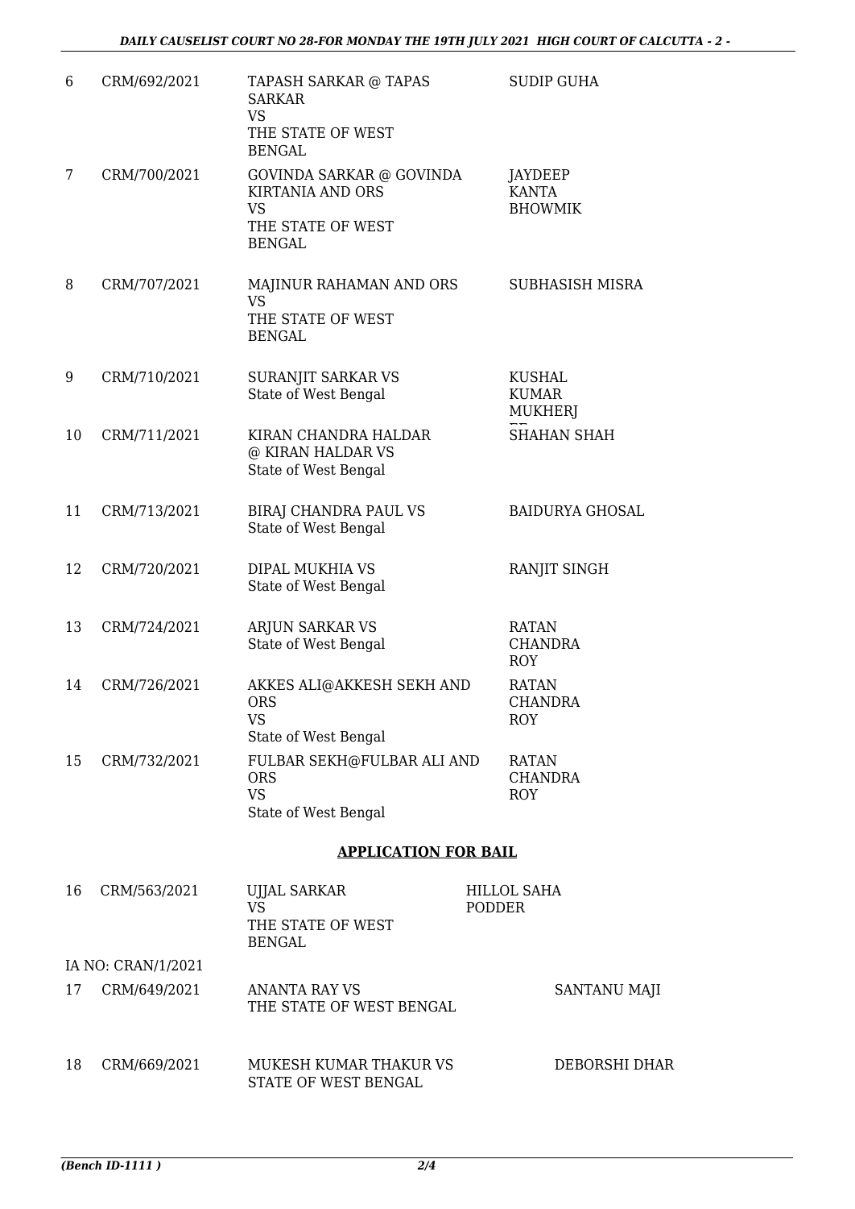| | | | |
|---|---|---|---|
| 6 | CRM/692/2021 | TAPASH SARKAR @ TAPAS SARKAR VS THE STATE OF WEST BENGAL | SUDIP GUHA |
| 7 | CRM/700/2021 | GOVINDA SARKAR @ GOVINDA KIRTANIA AND ORS VS THE STATE OF WEST BENGAL | JAYDEEP KANTA BHOWMIK |
| 8 | CRM/707/2021 | MAJINUR RAHAMAN AND ORS VS THE STATE OF WEST BENGAL | SUBHASISH MISRA |
| 9 | CRM/710/2021 | SURANJIT SARKAR VS State of West Bengal | KUSHAL KUMAR MUKHERJ |
| 10 | CRM/711/2021 | KIRAN CHANDRA HALDAR @ KIRAN HALDAR VS State of West Bengal | SHAHAN SHAH |
| 11 | CRM/713/2021 | BIRAJ CHANDRA PAUL VS State of West Bengal | BAIDURYA GHOSAL |
| 12 | CRM/720/2021 | DIPAL MUKHIA VS State of West Bengal | RANJIT SINGH |
| 13 | CRM/724/2021 | ARJUN SARKAR VS State of West Bengal | RATAN CHANDRA ROY |
| 14 | CRM/726/2021 | AKKES ALI@AKKESH SEKH AND ORS VS State of West Bengal | RATAN CHANDRA ROY |
| 15 | CRM/732/2021 | FULBAR SEKH@FULBAR ALI AND ORS VS State of West Bengal | RATAN CHANDRA ROY |

## APPLICATION FOR BAIL

| | | | |
|---|---|---|---|
| 16 | CRM/563/2021 | UJJAL SARKAR VS THE STATE OF WEST BENGAL | HILLOL SAHA PODDER |
| | IA NO: CRAN/1/2021 | | |
| 17 | CRM/649/2021 | ANANTA RAY VS THE STATE OF WEST BENGAL | SANTANU MAJI |
| 18 | CRM/669/2021 | MUKESH KUMAR THAKUR VS STATE OF WEST BENGAL | DEBORSHI DHAR |

*(Bench ID-1111 )*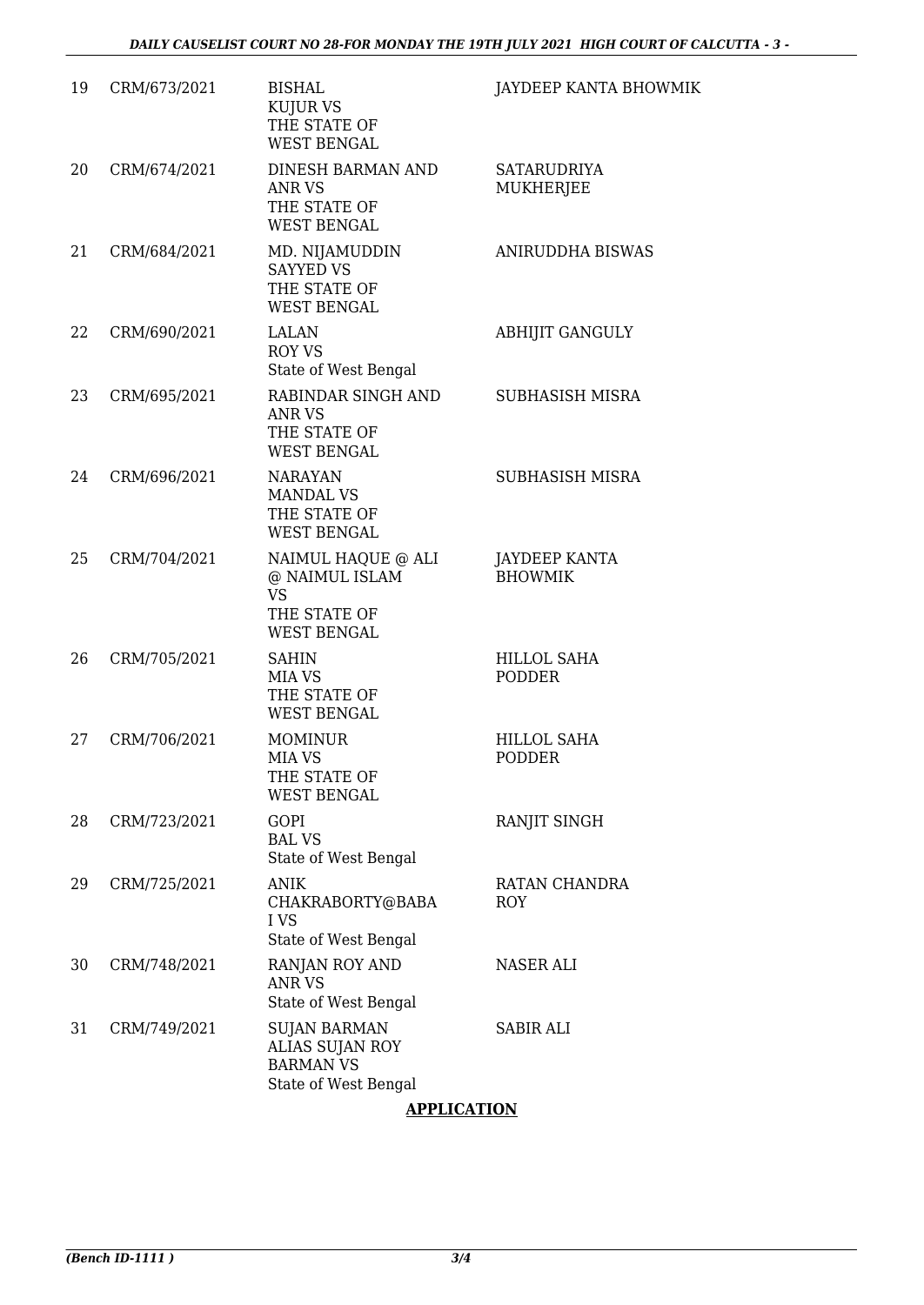| | | | |
|---|---|---|---|
| 19 | CRM/673/2021 | BISHAL KUJUR VS THE STATE OF WEST BENGAL | JAYDEEP KANTA BHOWMIK |
| 20 | CRM/674/2021 | DINESH BARMAN AND ANR VS THE STATE OF WEST BENGAL | SATARUDRIYA MUKHERJEE |
| 21 | CRM/684/2021 | MD. NIJAMUDDIN SAYYED VS THE STATE OF WEST BENGAL | ANIRUDDHA BISWAS |
| 22 | CRM/690/2021 | LALAN ROY VS State of West Bengal | ABHIJIT GANGULY |
| 23 | CRM/695/2021 | RABINDAR SINGH AND ANR VS THE STATE OF WEST BENGAL | SUBHASISH MISRA |
| 24 | CRM/696/2021 | NARAYAN MANDAL VS THE STATE OF WEST BENGAL | SUBHASISH MISRA |
| 25 | CRM/704/2021 | NAIMUL HAQUE @ ALI @ NAIMUL ISLAM VS THE STATE OF WEST BENGAL | JAYDEEP KANTA BHOWMIK |
| 26 | CRM/705/2021 | SAHIN MIA VS THE STATE OF WEST BENGAL | HILLOL SAHA PODDER |
| 27 | CRM/706/2021 | MOMINUR MIA VS THE STATE OF WEST BENGAL | HILLOL SAHA PODDER |
| 28 | CRM/723/2021 | GOPI BAL VS State of West Bengal | RANJIT SINGH |
| 29 | CRM/725/2021 | ANIK CHAKRABORTY@BABA I VS State of West Bengal | RATAN CHANDRA ROY |
| 30 | CRM/748/2021 | RANJAN ROY AND ANR VS State of West Bengal | NASER ALI |
| 31 | CRM/749/2021 | SUJAN BARMAN ALIAS SUJAN ROY BARMAN VS State of West Bengal | SABIR ALI |

**APPLICATION**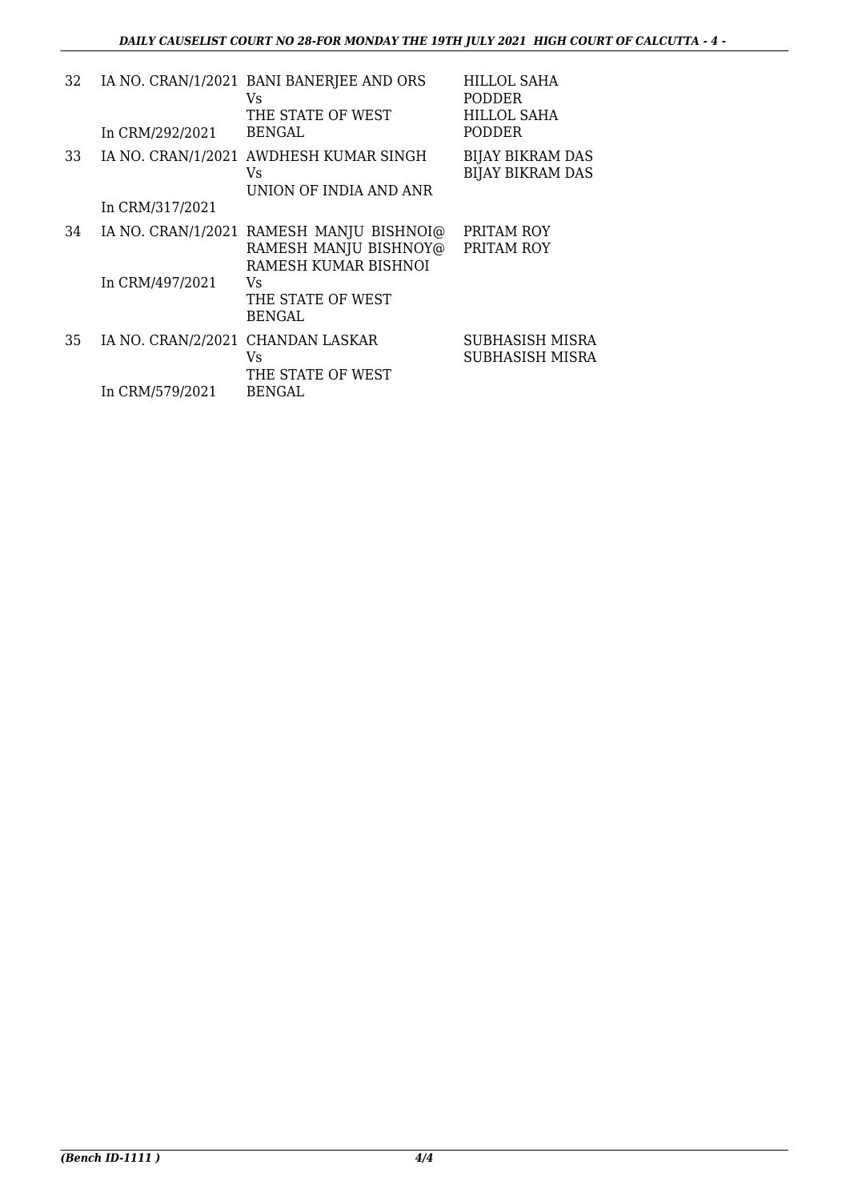| | | | |
|---|---|---|---|
| 32 | IA NO. CRAN/1/2021<br>In CRM/292/2021 | BANI BANERJEE AND ORS<br>Vs<br>THE STATE OF WEST BENGAL | HILLOL SAHA PODDER<br>HILLOL SAHA PODDER |
| 33 | IA NO. CRAN/1/2021<br>In CRM/317/2021 | AWDHESH KUMAR SINGH<br>Vs<br>UNION OF INDIA AND ANR | BIJAY BIKRAM DAS<br>BIJAY BIKRAM DAS |
| 34 | IA NO. CRAN/1/2021<br>In CRM/497/2021 | RAMESH MANJU BISHNOI@ RAMESH MANJU BISHNOY@ RAMESH KUMAR BISHNOI<br>Vs<br>THE STATE OF WEST BENGAL | PRITAM ROY<br>PRITAM ROY |
| 35 | IA NO. CRAN/2/2021<br>In CRM/579/2021 | CHANDAN LASKAR<br>Vs<br>THE STATE OF WEST BENGAL | SUBHASISH MISRA<br>SUBHASISH MISRA |

*(Bench ID-1111 )*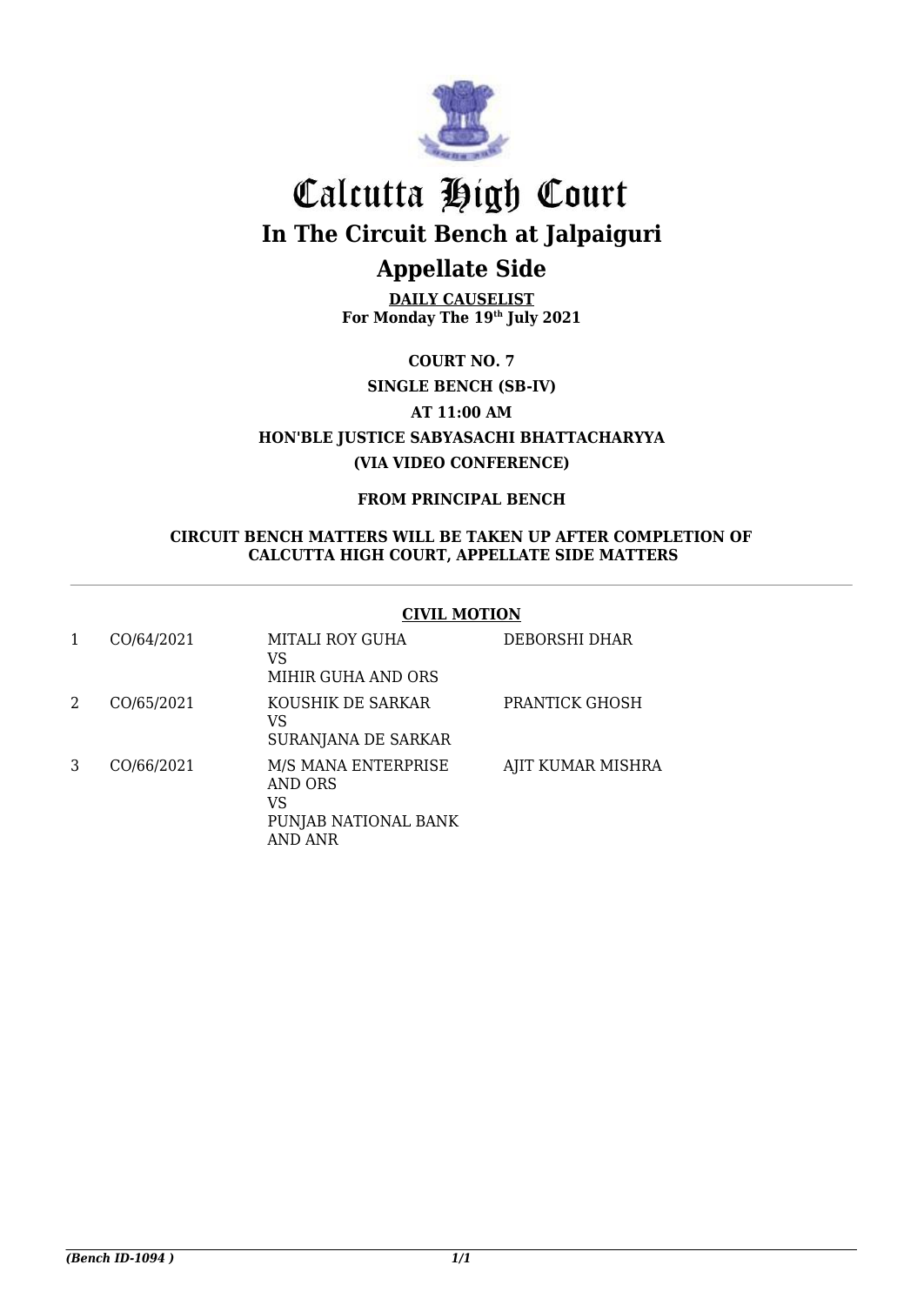# Calcutta High Court

## In The Circuit Bench at Jalpaiguri

## Appellate Side

**DAILY CAUSELIST**
**For Monday The 19th July 2021**

**COURT NO. 7**

**SINGLE BENCH (SB-IV)**

**AT 11:00 AM**

**HON'BLE JUSTICE SABYASACHI BHATTACHARYYA**

**(VIA VIDEO CONFERENCE)**

**FROM PRINCIPAL BENCH**

**CIRCUIT BENCH MATTERS WILL BE TAKEN UP AFTER COMPLETION OF CALCUTTA HIGH COURT, APPELLATE SIDE MATTERS**

**CIVIL MOTION**

| | | | |
|---|---|---|---|
| 1 | CO/64/2021 | MITALI ROY GUHA<br>VS<br>MIHIR GUHA AND ORS | DEBORSHI DHAR |
| 2 | CO/65/2021 | KOUSHIK DE SARKAR<br>VS<br>SURANJANA DE SARKAR | PRANTICK GHOSH |
| 3 | CO/66/2021 | M/S MANA ENTERPRISE AND ORS<br>VS<br>PUNJAB NATIONAL BANK AND ANR | AJIT KUMAR MISHRA |

*(Bench ID-1094 )*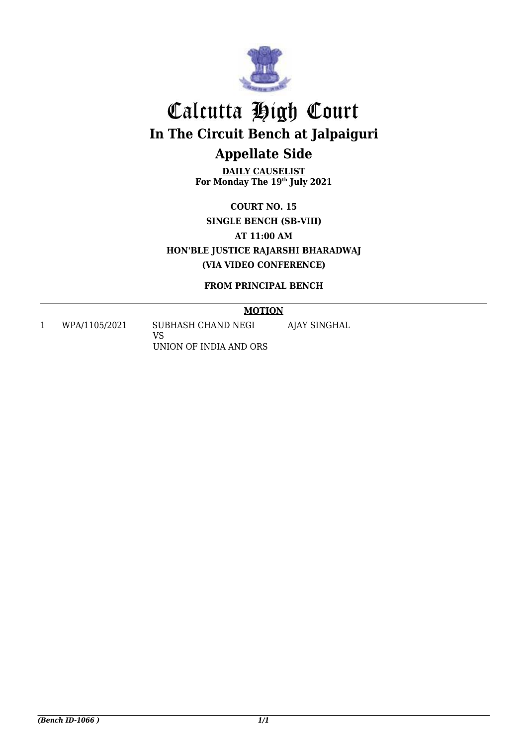# Calcutta High Court

## In The Circuit Bench at Jalpaiguri

## Appellate Side

**DAILY CAUSELIST**
**For Monday The 19th July 2021**

**COURT NO. 15**
**SINGLE BENCH (SB-VIII)**
**AT 11:00 AM**
**HON'BLE JUSTICE RAJARSHI BHARADWAJ**
**(VIA VIDEO CONFERENCE)**

**FROM PRINCIPAL BENCH**

**MOTION**

| | | | |
|---|---|---|---|
| 1 | WPA/1105/2021 | SUBHASH CHAND NEGI<br>VS<br>UNION OF INDIA AND ORS | AJAY SINGHAL |

*(Bench ID-1066 )*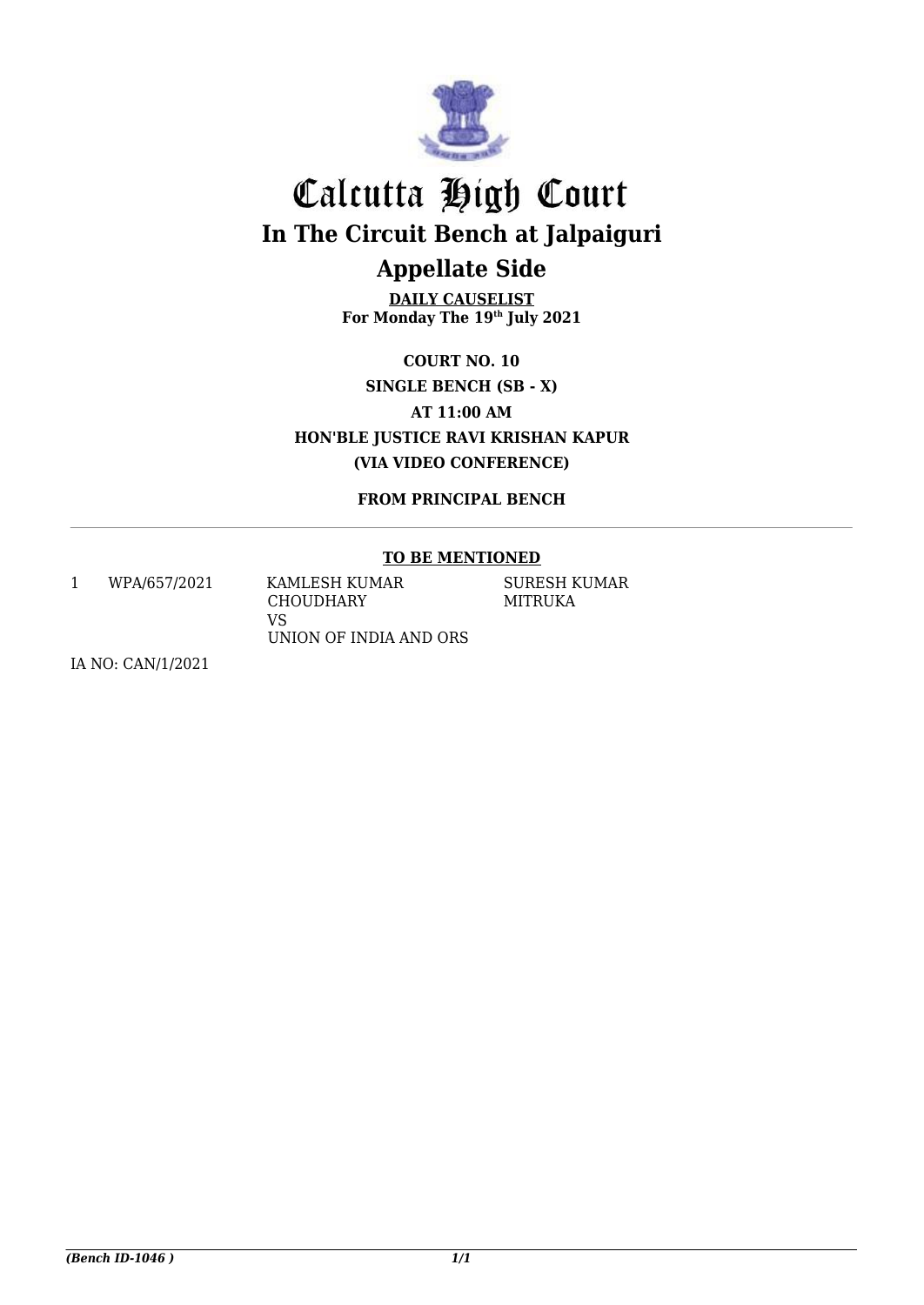# Calcutta High Court

## In The Circuit Bench at Jalpaiguri

## Appellate Side

**DAILY CAUSELIST**
**For Monday The 19th July 2021**

**COURT NO. 10**
**SINGLE BENCH (SB - X)**
**AT 11:00 AM**
**HON'BLE JUSTICE RAVI KRISHAN KAPUR**
**(VIA VIDEO CONFERENCE)**

**FROM PRINCIPAL BENCH**

**TO BE MENTIONED**

| | | | |
|---|---|---|---|
| 1 | WPA/657/2021 | KAMLESH KUMAR CHOUDHARY<br>VS<br>UNION OF INDIA AND ORS | SURESH KUMAR MITRUKA |

IA NO: CAN/1/2021

*(Bench ID-1046 )*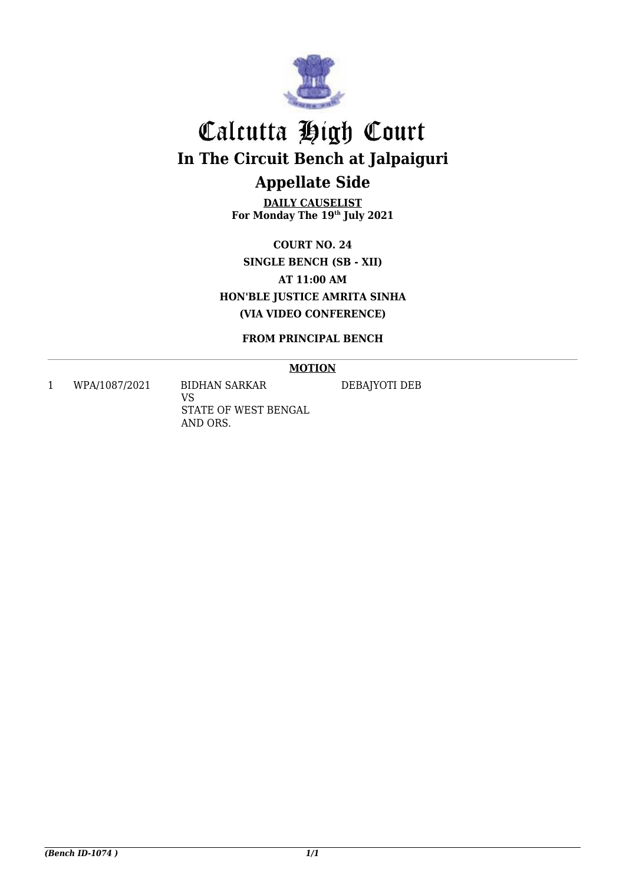# Calcutta High Court

## In The Circuit Bench at Jalpaiguri

## Appellate Side

**DAILY CAUSELIST**
**For Monday The 19th July 2021**

**COURT NO. 24**
**SINGLE BENCH (SB - XII)**
**AT 11:00 AM**
**HON'BLE JUSTICE AMRITA SINHA**
**(VIA VIDEO CONFERENCE)**

**FROM PRINCIPAL BENCH**

**MOTION**

| | | | |
|---|---|---|---|
| 1 | WPA/1087/2021 | BIDHAN SARKAR<br>VS<br>STATE OF WEST BENGAL AND ORS. | DEBAJYOTI DEB |

*(Bench ID-1074 )*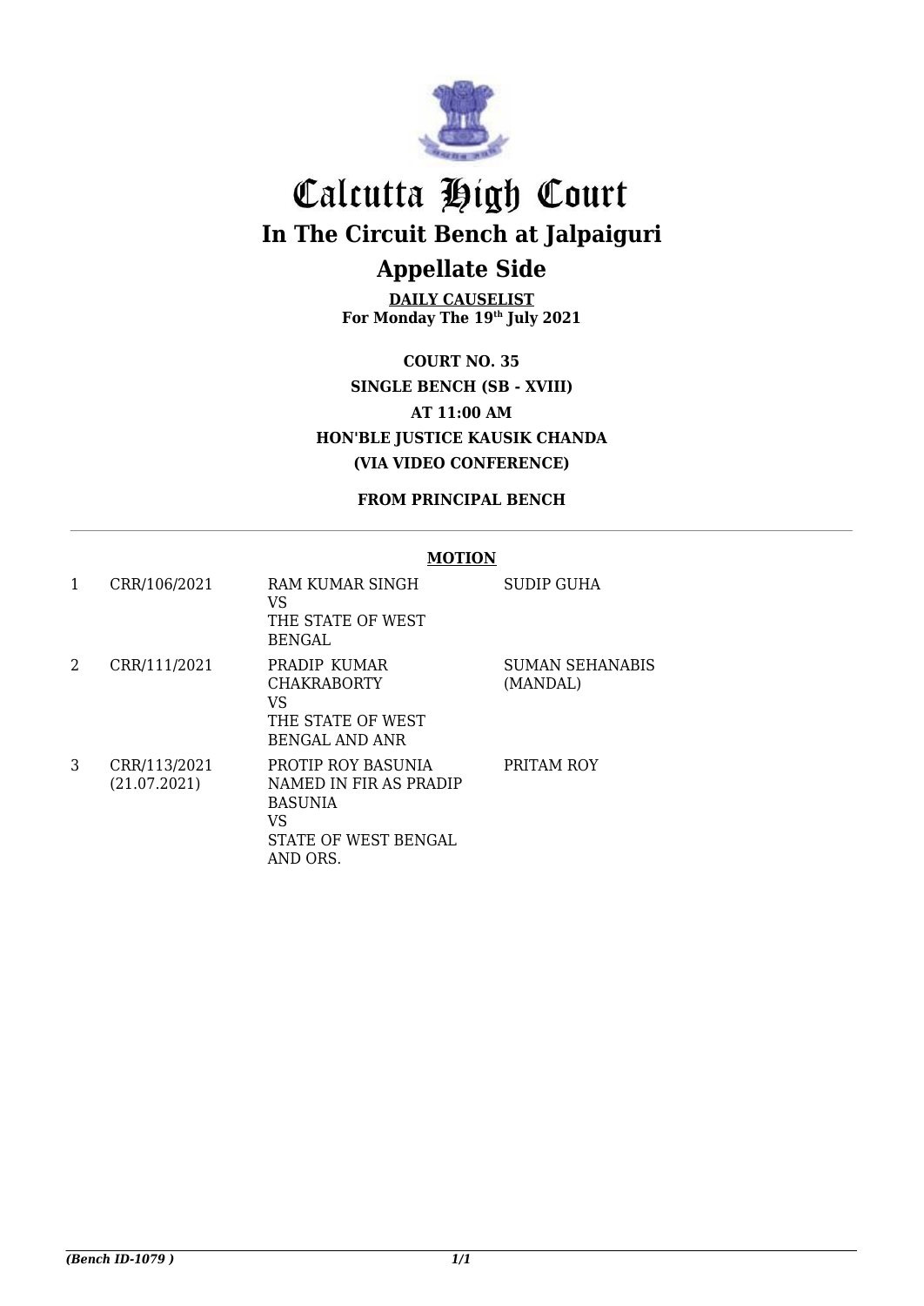# Calcutta High Court

## In The Circuit Bench at Jalpaiguri

## Appellate Side

**DAILY CAUSELIST**
**For Monday The 19th July 2021**

**COURT NO. 35**
**SINGLE BENCH (SB - XVIII)**
**AT 11:00 AM**
**HON'BLE JUSTICE KAUSIK CHANDA**
**(VIA VIDEO CONFERENCE)**

**FROM PRINCIPAL BENCH**

**MOTION**

| | | | |
|---|---|---|---|
| 1 | CRR/106/2021 | RAM KUMAR SINGH<br>VS<br>THE STATE OF WEST BENGAL | SUDIP GUHA |
| 2 | CRR/111/2021 | PRADIP KUMAR CHAKRABORTY<br>VS<br>THE STATE OF WEST BENGAL AND ANR | SUMAN SEHANABIS (MANDAL) |
| 3 | CRR/113/2021<br>(21.07.2021) | PROTIP ROY BASUNIA NAMED IN FIR AS PRADIP BASUNIA<br>VS<br>STATE OF WEST BENGAL AND ORS. | PRITAM ROY |

*(Bench ID-1079 )*